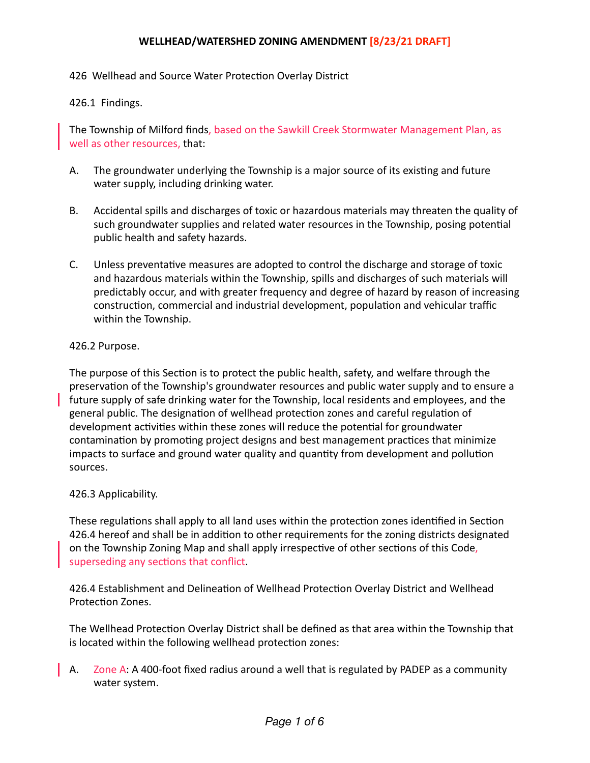# WELLHEAD/WATERSHED ZONING AMENDMENT [8/23/21 DRAFT]

426 Wellhead and Source Water Protection Overlay District

426.1 Findings.

The Township of Milford finds, based on the Sawkill Creek Stormwater Management Plan, as well as other resources, that:

A. The groundwater underlying the Township is a major source of its existing and future water supply, including drinking water.

B. Accidental spills and discharges of toxic or hazardous materials may threaten the quality of such groundwater supplies and related water resources in the Township, posing potential public health and safety hazards.

C. Unless preventative measures are adopted to control the discharge and storage of toxic and hazardous materials within the Township, spills and discharges of such materials will predictably occur, and with greater frequency and degree of hazard by reason of increasing construction, commercial and industrial development, population and vehicular traffic within the Township.

426.2 Purpose.

The purpose of this Section is to protect the public health, safety, and welfare through the preservation of the Township's groundwater resources and public water supply and to ensure a future supply of safe drinking water for the Township, local residents and employees, and the general public. The designation of wellhead protection zones and careful regulation of development activities within these zones will reduce the potential for groundwater contamination by promoting project designs and best management practices that minimize impacts to surface and ground water quality and quantity from development and pollution sources.

426.3 Applicability.

These regulations shall apply to all land uses within the protection zones identified in Section 426.4 hereof and shall be in addition to other requirements for the zoning districts designated on the Township Zoning Map and shall apply irrespective of other sections of this Code, superseding any sections that conflict.

426.4 Establishment and Delineation of Wellhead Protection Overlay District and Wellhead Protection Zones.

The Wellhead Protection Overlay District shall be defined as that area within the Township that is located within the following wellhead protection zones:

A. Zone A: A 400-foot fixed radius around a well that is regulated by PADEP as a community water system.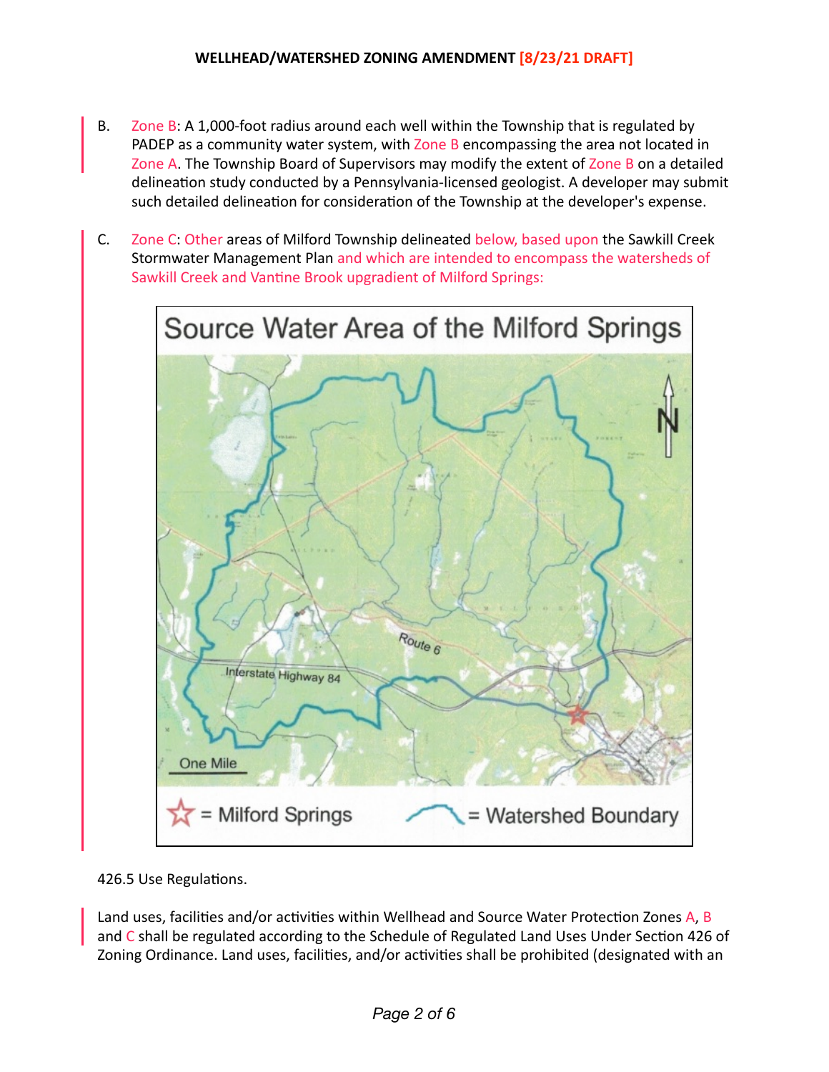B. Zone B: A 1,000-foot radius around each well within the Township that is regulated by PADEP as a community water system, with Zone B encompassing the area not located in Zone A. The Township Board of Supervisors may modify the extent of Zone B on a detailed delineation study conducted by a Pennsylvania-licensed geologist. A developer may submit such detailed delineation for consideration of the Township at the developer's expense.

C. Zone C: Other areas of Milford Township delineated below, based upon the Sawkill Creek Stormwater Management Plan and which are intended to encompass the watersheds of Sawkill Creek and Vantine Brook upgradient of Milford Springs:

426.5 Use Regulations.

Land uses, facilities and/or activities within Wellhead and Source Water Protection Zones A, B and C shall be regulated according to the Schedule of Regulated Land Uses Under Section 426 of Zoning Ordinance. Land uses, facilities, and/or activities shall be prohibited (designated with an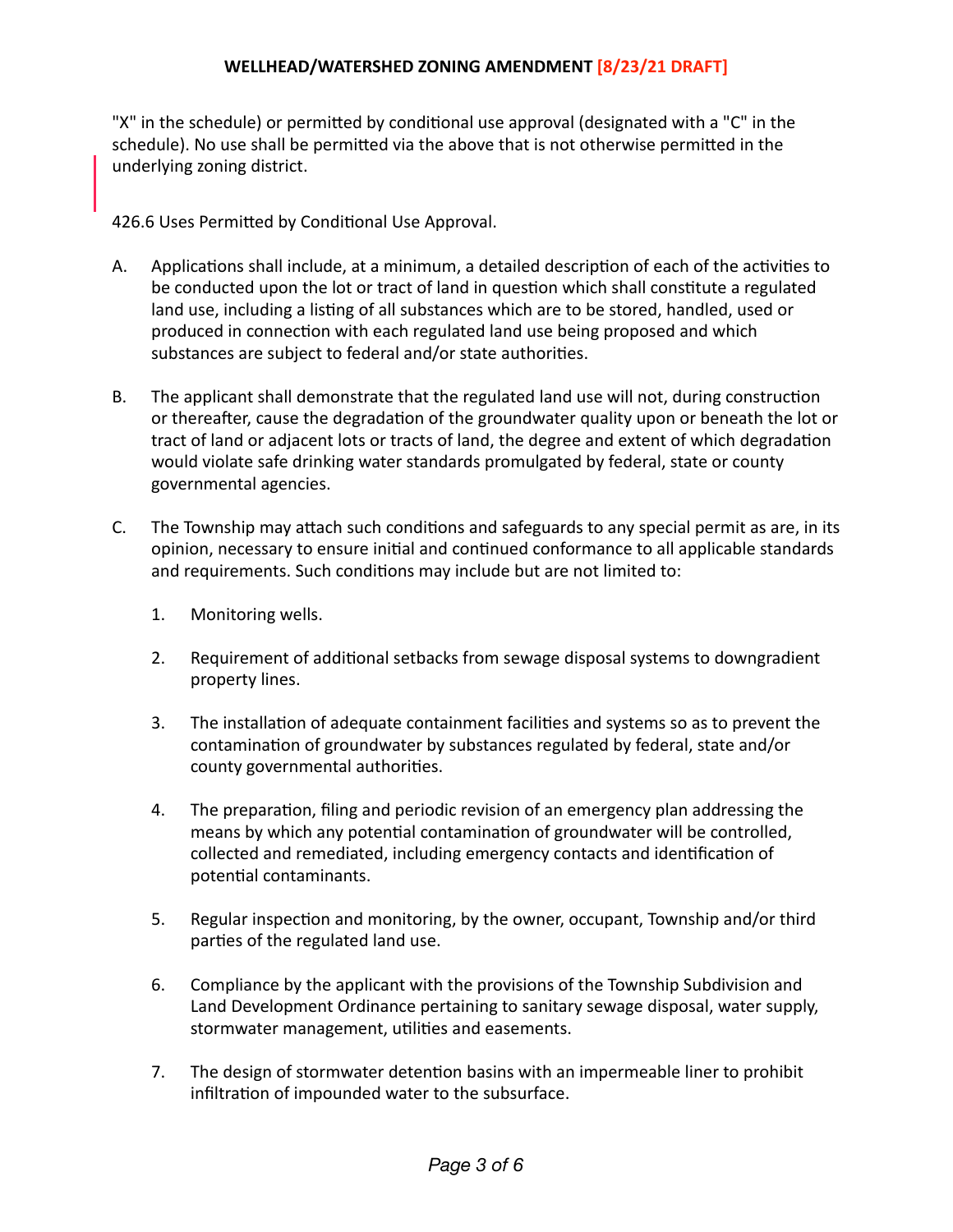"X" in the schedule) or permitted by conditional use approval (designated with a "C" in the schedule). No use shall be permitted via the above that is not otherwise permitted in the underlying zoning district.

426.6 Uses Permitted by Conditional Use Approval.

A. Applications shall include, at a minimum, a detailed description of each of the activities to be conducted upon the lot or tract of land in question which shall constitute a regulated land use, including a listing of all substances which are to be stored, handled, used or produced in connection with each regulated land use being proposed and which substances are subject to federal and/or state authorities.

B. The applicant shall demonstrate that the regulated land use will not, during construction or thereafter, cause the degradation of the groundwater quality upon or beneath the lot or tract of land or adjacent lots or tracts of land, the degree and extent of which degradation would violate safe drinking water standards promulgated by federal, state or county governmental agencies.

C. The Township may attach such conditions and safeguards to any special permit as are, in its opinion, necessary to ensure initial and continued conformance to all applicable standards and requirements. Such conditions may include but are not limited to:

   1. Monitoring wells.

   2. Requirement of additional setbacks from sewage disposal systems to downgradient property lines.

   3. The installation of adequate containment facilities and systems so as to prevent the contamination of groundwater by substances regulated by federal, state and/or county governmental authorities.

   4. The preparation, filing and periodic revision of an emergency plan addressing the means by which any potential contamination of groundwater will be controlled, collected and remediated, including emergency contacts and identification of potential contaminants.

   5. Regular inspection and monitoring, by the owner, occupant, Township and/or third parties of the regulated land use.

   6. Compliance by the applicant with the provisions of the Township Subdivision and Land Development Ordinance pertaining to sanitary sewage disposal, water supply, stormwater management, utilities and easements.

   7. The design of stormwater detention basins with an impermeable liner to prohibit infiltration of impounded water to the subsurface.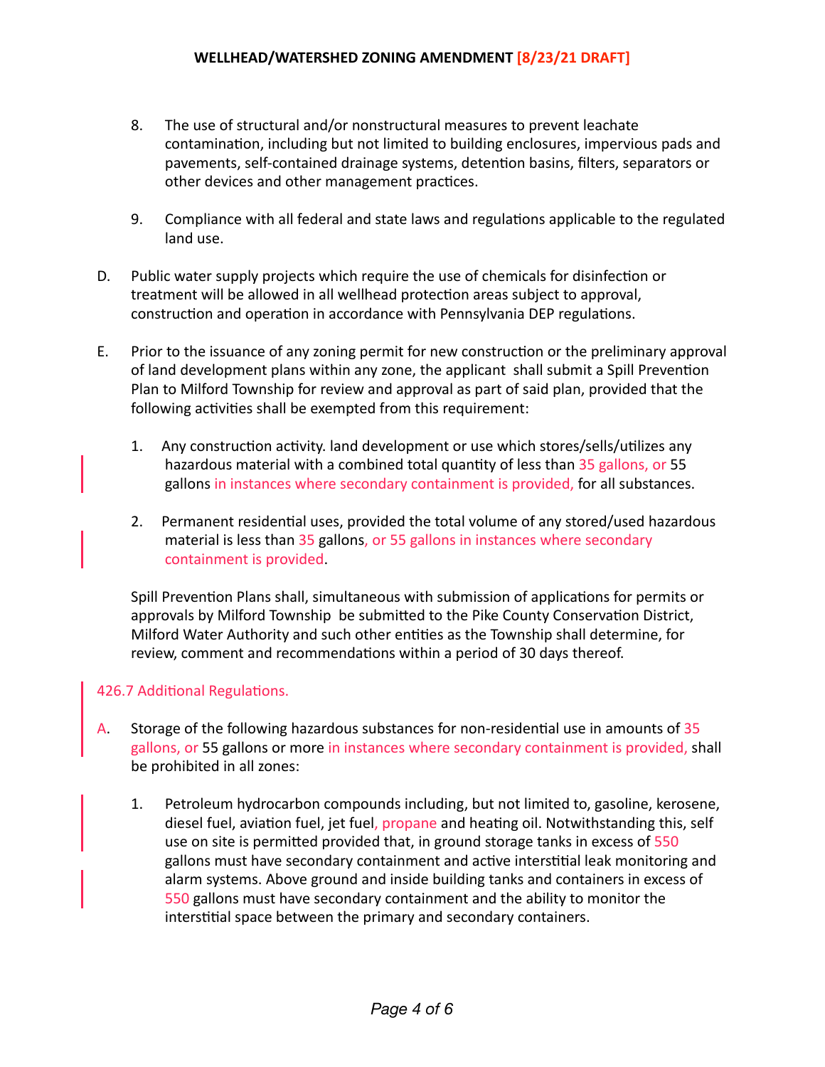8. The use of structural and/or nonstructural measures to prevent leachate contamination, including but not limited to building enclosures, impervious pads and pavements, self-contained drainage systems, detention basins, filters, separators or other devices and other management practices.

9. Compliance with all federal and state laws and regulations applicable to the regulated land use.

D. Public water supply projects which require the use of chemicals for disinfection or treatment will be allowed in all wellhead protection areas subject to approval, construction and operation in accordance with Pennsylvania DEP regulations.

E. Prior to the issuance of any zoning permit for new construction or the preliminary approval of land development plans within any zone, the applicant shall submit a Spill Prevention Plan to Milford Township for review and approval as part of said plan, provided that the following activities shall be exempted from this requirement:

1. Any construction activity. land development or use which stores/sells/utilizes any hazardous material with a combined total quantity of less than 35 gallons, or 55 gallons in instances where secondary containment is provided, for all substances.

2. Permanent residential uses, provided the total volume of any stored/used hazardous material is less than 35 gallons, or 55 gallons in instances where secondary containment is provided.

Spill Prevention Plans shall, simultaneous with submission of applications for permits or approvals by Milford Township be submitted to the Pike County Conservation District, Milford Water Authority and such other entities as the Township shall determine, for review, comment and recommendations within a period of 30 days thereof.

426.7 Additional Regulations.

A. Storage of the following hazardous substances for non-residential use in amounts of 35 gallons, or 55 gallons or more in instances where secondary containment is provided, shall be prohibited in all zones:

1. Petroleum hydrocarbon compounds including, but not limited to, gasoline, kerosene, diesel fuel, aviation fuel, jet fuel, propane and heating oil. Notwithstanding this, self use on site is permitted provided that, in ground storage tanks in excess of 550 gallons must have secondary containment and active interstitial leak monitoring and alarm systems. Above ground and inside building tanks and containers in excess of 550 gallons must have secondary containment and the ability to monitor the interstitial space between the primary and secondary containers.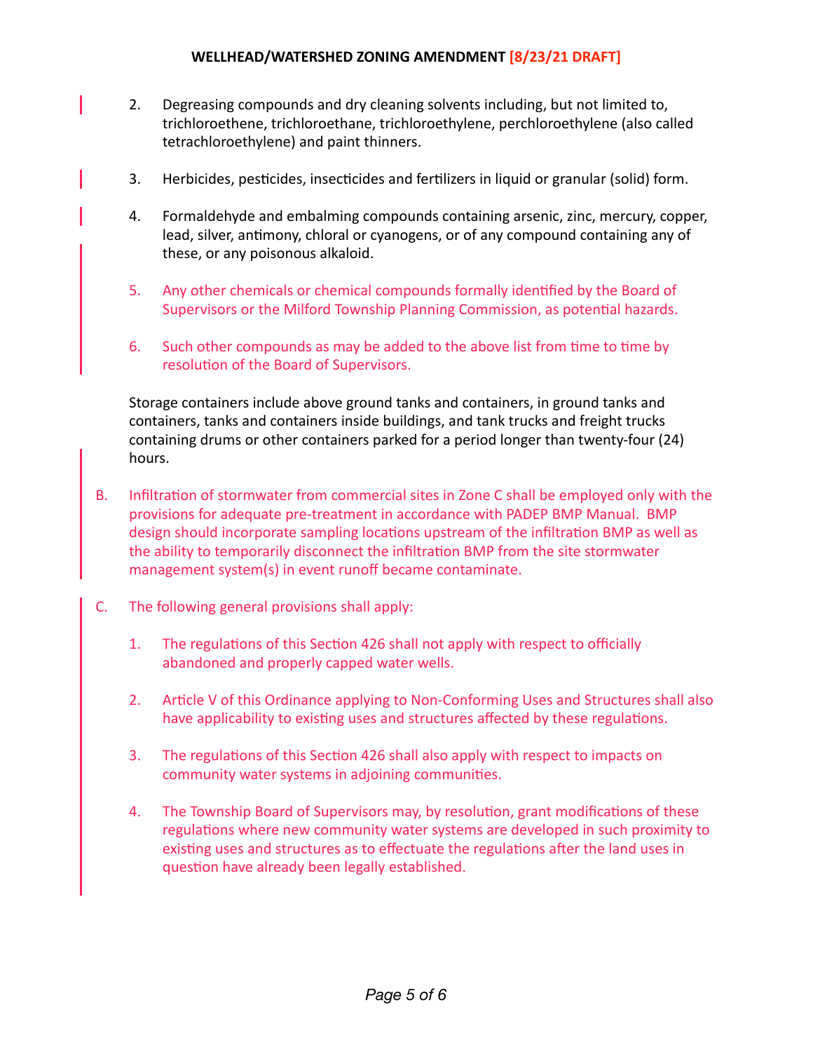2. Degreasing compounds and dry cleaning solvents including, but not limited to, trichloroethene, trichloroethane, trichloroethylene, perchloroethylene (also called tetrachloroethylene) and paint thinners.

3. Herbicides, pesticides, insecticides and fertilizers in liquid or granular (solid) form.

4. Formaldehyde and embalming compounds containing arsenic, zinc, mercury, copper, lead, silver, antimony, chloral or cyanogens, or of any compound containing any of these, or any poisonous alkaloid.

5. Any other chemicals or chemical compounds formally identified by the Board of Supervisors or the Milford Township Planning Commission, as potential hazards.

6. Such other compounds as may be added to the above list from time to time by resolution of the Board of Supervisors.

Storage containers include above ground tanks and containers, in ground tanks and containers, tanks and containers inside buildings, and tank trucks and freight trucks containing drums or other containers parked for a period longer than twenty-four (24) hours.

B. Infiltration of stormwater from commercial sites in Zone C shall be employed only with the provisions for adequate pre-treatment in accordance with PADEP BMP Manual. BMP design should incorporate sampling locations upstream of the infiltration BMP as well as the ability to temporarily disconnect the infiltration BMP from the site stormwater management system(s) in event runoff became contaminate.

C. The following general provisions shall apply:

1. The regulations of this Section 426 shall not apply with respect to officially abandoned and properly capped water wells.

2. Article V of this Ordinance applying to Non-Conforming Uses and Structures shall also have applicability to existing uses and structures affected by these regulations.

3. The regulations of this Section 426 shall also apply with respect to impacts on community water systems in adjoining communities.

4. The Township Board of Supervisors may, by resolution, grant modifications of these regulations where new community water systems are developed in such proximity to existing uses and structures as to effectuate the regulations after the land uses in question have already been legally established.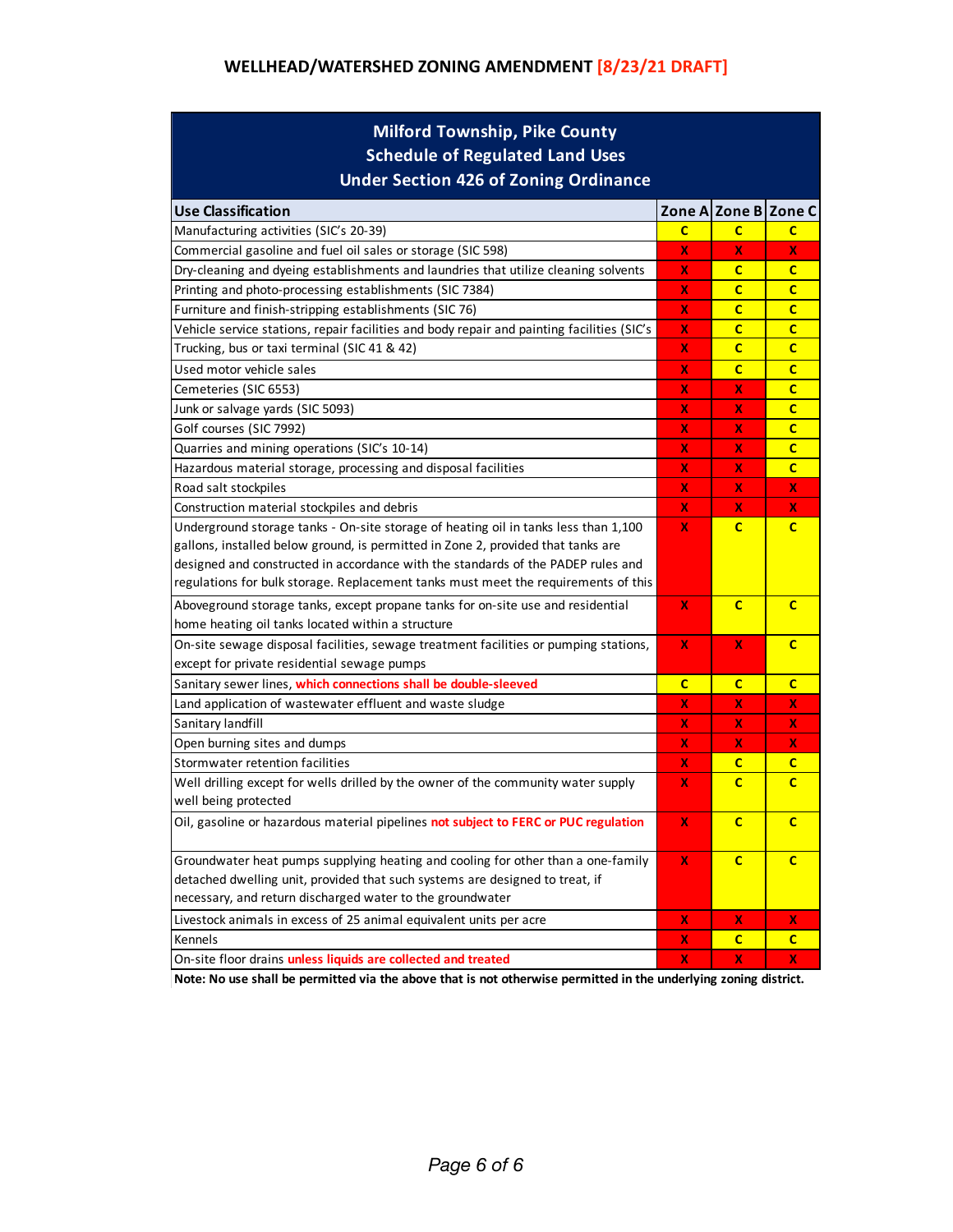# WELLHEAD/WATERSHED ZONING AMENDMENT [8/23/21 DRAFT]

## Milford Township, Pike County
## Schedule of Regulated Land Uses
## Under Section 426 of Zoning Ordinance

| Use Classification | Zone A | Zone B | Zone C |
|---|---|---|---|
| Manufacturing activities (SIC's 20-39) | C | C | C |
| Commercial gasoline and fuel oil sales or storage (SIC 598) | X | X | X |
| Dry-cleaning and dyeing establishments and laundries that utilize cleaning solvents | X | C | C |
| Printing and photo-processing establishments (SIC 7384) | X | C | C |
| Furniture and finish-stripping establishments (SIC 76) | X | C | C |
| Vehicle service stations, repair facilities and body repair and painting facilities (SIC's | X | C | C |
| Trucking, bus or taxi terminal (SIC 41 & 42) | X | C | C |
| Used motor vehicle sales | X | C | C |
| Cemeteries (SIC 6553) | X | X | C |
| Junk or salvage yards (SIC 5093) | X | X | C |
| Golf courses (SIC 7992) | X | X | C |
| Quarries and mining operations (SIC's 10-14) | X | X | C |
| Hazardous material storage, processing and disposal facilities | X | X | C |
| Road salt stockpiles | X | X | X |
| Construction material stockpiles and debris | X | X | X |
| Underground storage tanks - On-site storage of heating oil in tanks less than 1,100 gallons, installed below ground, is permitted in Zone 2, provided that tanks are designed and constructed in accordance with the standards of the PADEP rules and regulations for bulk storage. Replacement tanks must meet the requirements of this | X | C | C |
| Aboveground storage tanks, except propane tanks for on-site use and residential home heating oil tanks located within a structure | X | C | C |
| On-site sewage disposal facilities, sewage treatment facilities or pumping stations, except for private residential sewage pumps | X | X | C |
| Sanitary sewer lines, **which connections shall be double-sleeved** | C | C | C |
| Land application of wastewater effluent and waste sludge | X | X | X |
| Sanitary landfill | X | X | X |
| Open burning sites and dumps | X | X | X |
| Stormwater retention facilities | X | C | C |
| Well drilling except for wells drilled by the owner of the community water supply well being protected | X | C | C |
| Oil, gasoline or hazardous material pipelines **not subject to FERC or PUC regulation** | X | C | C |
| Groundwater heat pumps supplying heating and cooling for other than a one-family detached dwelling unit, provided that such systems are designed to treat, if necessary, and return discharged water to the groundwater | X | C | C |
| Livestock animals in excess of 25 animal equivalent units per acre | X | X | X |
| Kennels | X | C | C |
| On-site floor drains **unless liquids are collected and treated** | X | X | X |

**Note: No use shall be permitted via the above that is not otherwise permitted in the underlying zoning district.**